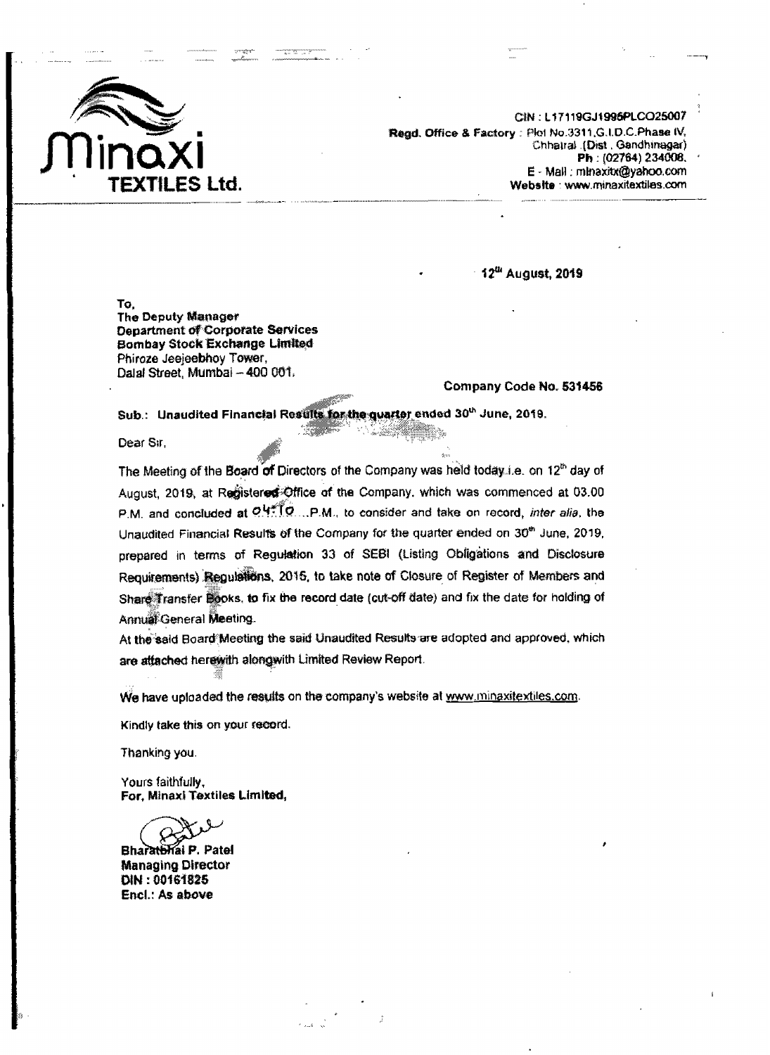# Minaxi TEXTILES Ltd.

CIN : L17119GJ1995PLCO25007
**Regd. Office & Factory** : Plot No.3311,G.I.D.C.Phase IV, Chhatral (Dist , Gandhinagar)
**Ph** : (02764) 234008.
E - Mail : minaxitx@yahoo.com
**Website** : www.minaxitextiles.com

**12th August, 2019**

**To,**
**The Deputy Manager**
**Department of Corporate Services**
**Bombay Stock Exchange Limited**
Phiroze Jeejeebhoy Tower,
Dalal Street, Mumbai – 400 001.

**Company Code No. 531456**

**Sub.: Unaudited Financial Results for the quarter ended 30th June, 2019.**

Dear Sir,

The Meeting of the Board of Directors of the Company was held today i.e. on 12th day of August, 2019, at Registered Office of the Company, which was commenced at 03.00 P.M. and concluded at 04:10 P.M., to consider and take on record, *inter alia*, the Unaudited Financial Results of the Company for the quarter ended on 30th June, 2019, prepared in terms of Regulation 33 of SEBI (Listing Obligations and Disclosure Requirements) Regulations, 2015, to take note of Closure of Register of Members and Share Transfer Books, to fix the record date (cut-off date) and fix the date for holding of Annual General Meeting.

At the said Board Meeting the said Unaudited Results are adopted and approved, which are attached herewith alongwith Limited Review Report.

We have uploaded the results on the company's website at www.minaxitextiles.com.

Kindly take this on your record.

Thanking you.

Yours faithfully,
**For, Minaxi Textiles Limited,**

**Bharatbhai P. Patel**
**Managing Director**
**DIN : 00161825**
**Encl.: As above**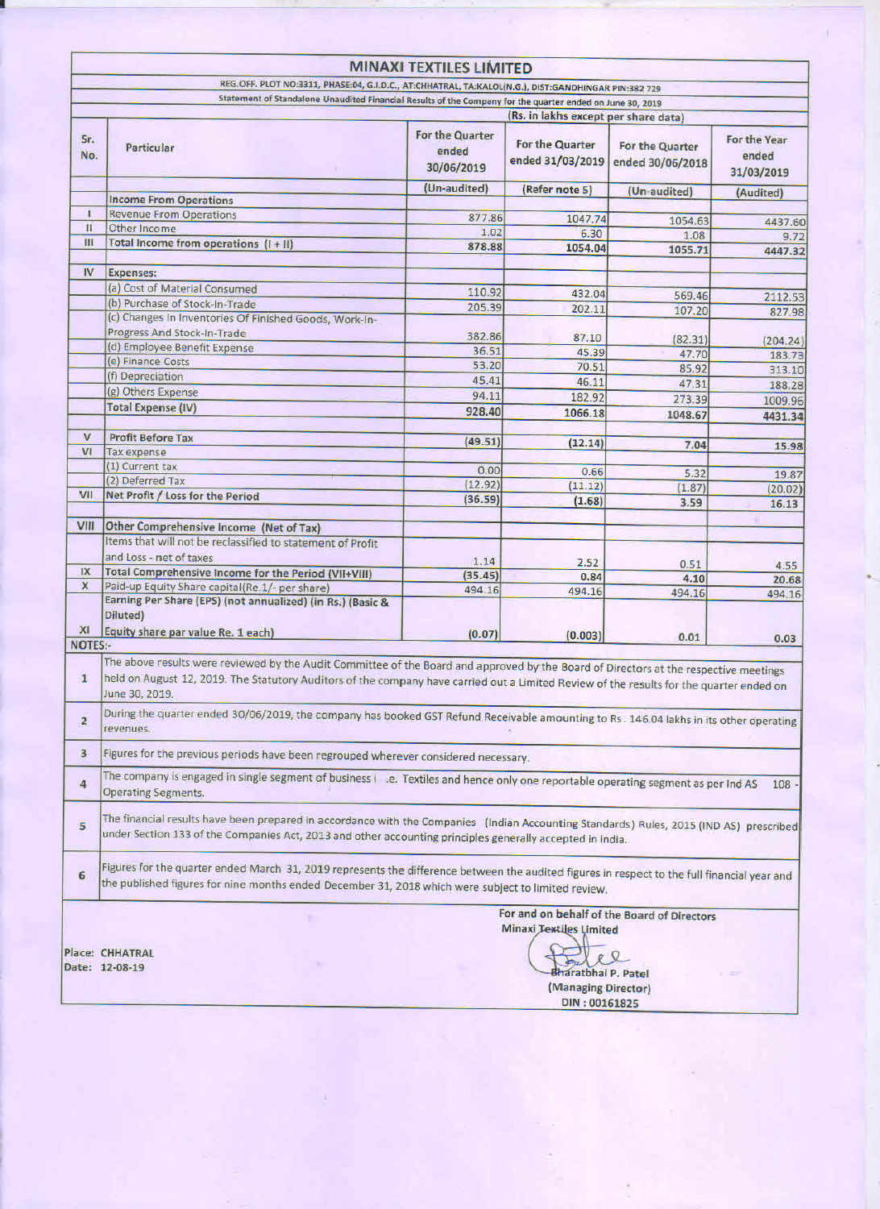# MINAXI TEXTILES LIMITED

REG.OFF. PLOT NO:3311, PHASE:04, G.I.D.C., AT:CHHATRAL, TA:KALOL(N.G.), DIST:GANDHINGAR PIN:382 729

Statement of Standalone Unaudited Financial Results of the Company for the quarter ended on June 30, 2019

(Rs. in lakhs except per share data)

| Sr. No. | Particular | For the Quarter ended 30/06/2019 | For the Quarter ended 31/03/2019 | For the Quarter ended 30/06/2018 | For the Year ended 31/03/2019 |
|---|---|---|---|---|---|
| | | (Un-audited) | (Refer note 5) | (Un-audited) | (Audited) |
| | **Income From Operations** | | | | |
| I | Revenue From Operations | 877.86 | 1047.74 | 1054.63 | 4437.60 |
| II | Other Income | 1.02 | 6.30 | 1.08 | 9.72 |
| III | **Total Income from operations (I + II)** | **878.88** | **1054.04** | **1055.71** | **4447.32** |
| IV | **Expenses:** | | | | |
| | (a) Cost of Material Consumed | 110.92 | 432.04 | 569.46 | 2112.53 |
| | (b) Purchase of Stock-In-Trade | 205.39 | 202.11 | 107.20 | 827.98 |
| | (c) Changes In Inventories Of Finished Goods, Work-In-Progress And Stock-In-Trade | 382.86 | 87.10 | (82.31) | (204.24) |
| | (d) Employee Benefit Expense | 36.51 | 45.39 | 47.70 | 183.73 |
| | (e) Finance Costs | 53.20 | 70.51 | 85.92 | 313.10 |
| | (f) Depreciation | 45.41 | 46.11 | 47.31 | 188.28 |
| | (g) Others Expense | 94.11 | 182.92 | 273.39 | 1009.96 |
| | **Total Expense (IV)** | **928.40** | **1066.18** | **1048.67** | **4431.34** |
| V | **Profit Before Tax** | **(49.51)** | **(12.14)** | **7.04** | **15.98** |
| VI | Tax expense | | | | |
| | (1) Current tax | 0.00 | 0.66 | 5.32 | 19.87 |
| | (2) Deferred Tax | (12.92) | (11.12) | (1.87) | (20.02) |
| VII | **Net Profit / Loss for the Period** | **(36.59)** | **(1.68)** | **3.59** | **16.13** |
| VIII | **Other Comprehensive Income (Net of Tax)** | | | | |
| | Items that will not be reclassified to statement of Profit and Loss - net of taxes | 1.14 | 2.52 | 0.51 | 4.55 |
| IX | **Total Comprehensive Income for the Period (VII+VIII)** | **(35.45)** | **0.84** | **4.10** | **20.68** |
| X | Paid-up Equity Share capital(Re.1/- per share) | 494.16 | 494.16 | 494.16 | 494.16 |
| XI | **Earning Per Share (EPS) (not annualized) (in Rs.) (Basic & Diluted) Equity share par value Re. 1 each)** | **(0.07)** | **(0.003)** | **0.01** | **0.03** |

**NOTES:-**

1. The above results were reviewed by the Audit Committee of the Board and approved by the Board of Directors at the respective meetings held on August 12, 2019. The Statutory Auditors of the company have carried out a Limited Review of the results for the quarter ended on June 30, 2019.
2. During the quarter ended 30/06/2019, the company has booked GST Refund Receivable amounting to Rs. 146.04 lakhs in its other operating revenues.
3. Figures for the previous periods have been regrouped wherever considered necessary.
4. The company is engaged in single segment of business i .e. Textiles and hence only one reportable operating segment as per Ind AS 108 - Operating Segments.
5. The financial results have been prepared in accordance with the Companies (Indian Accounting Standards) Rules, 2015 (IND AS) prescribed under Section 133 of the Companies Act, 2013 and other accounting principles generally accepted in India.
6. Figures for the quarter ended March 31, 2019 represents the difference between the audited figures in respect to the full financial year and the published figures for nine months ended December 31, 2018 which were subject to limited review.

For and on behalf of the Board of Directors
Minaxi Textiles Limited

Place: CHHATRAL
Date: 12-08-19

Bharatbhai P. Patel
(Managing Director)
DIN : 00161825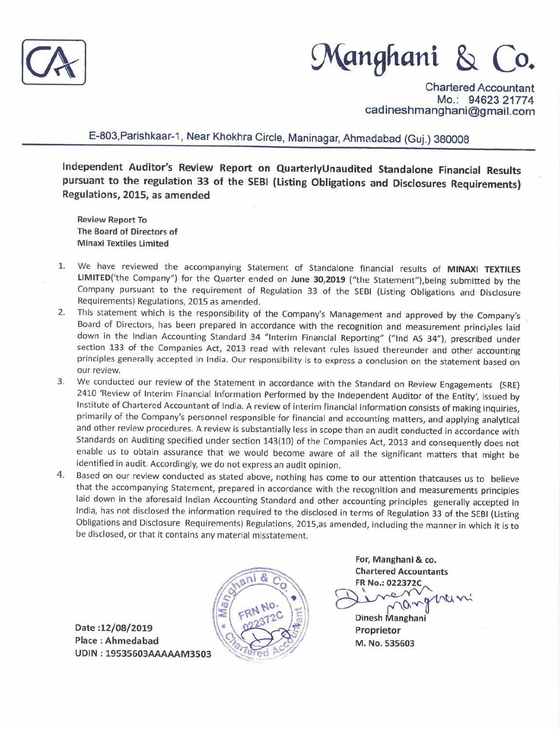# Manghani & Co.

Chartered Accountant
Mo.: 94623 21774
cadineshmanghani@gmail.com

E-803,Parishkaar-1, Near Khokhra Circle, Maninagar, Ahmadabad (Guj.) 380008

## Independent Auditor's Review Report on QuarterlyUnaudited Standalone Financial Results pursuant to the regulation 33 of the SEBI (Listing Obligations and Disclosures Requirements) Regulations, 2015, as amended

**Review Report To**
**The Board of Directors of**
**Minaxi Textiles Limited**

1. We have reviewed the accompanying Statement of Standalone financial results of **MINAXI TEXTILES LIMITED**('the Company") for the Quarter ended on **June 30,2019** ("the Statement"),being submitted by the Company pursuant to the requirement of Regulation 33 of the SEBI (Listing Obligations and Disclosure Requirements) Regulations, 2015 as amended.
2. This statement which is the responsibility of the Company's Management and approved by the Company's Board of Directors, has been prepared in accordance with the recognition and measurement principles laid down in the Indian Accounting Standard 34 "Interim Financial Reporting" ("Ind AS 34"), prescribed under section 133 of the Companies Act, 2013 read with relevant rules issued thereunder and other accounting principles generally accepted in India. Our responsibility is to express a conclusion on the statement based on our review.
3. We conducted our review of the Statement in accordance with the Standard on Review Engagements (SRE) 2410 'Review of Interim Financial Information Performed by the Independent Auditor of the Entity', issued by Institute of Chartered Accountant of India. A review of interim financial information consists of making inquiries, primarily of the Company's personnel responsible for financial and accounting matters, and applying analytical and other review procedures. A review is substantially less in scope than an audit conducted in accordance with Standards on Auditing specified under section 143(10) of the Companies Act, 2013 and consequently does not enable us to obtain assurance that we would become aware of all the significant matters that might be identified in audit. Accordingly, we do not express an audit opinion.
4. Based on our review conducted as stated above, nothing has come to our attention thatcauses us to believe that the accompanying Statement, prepared in accordance with the recognition and measurements principles laid down in the aforesaid Indian Accounting Standard and other accounting principles generally accepted in India, has not disclosed the information required to the disclosed in terms of Regulation 33 of the SEBI (Listing Obligations and Disclosure Requirements) Regulations, 2015,as amended, including the manner in which it is to be disclosed, or that it contains any material misstatement.

**For, Manghani & co.**
**Chartered Accountants**
**FR No.: 022372C**

Dinesh Manghani
**Proprietor**
**M. No. 535603**

**Date :12/08/2019**
**Place : Ahmedabad**
**UDIN : 19535603AAAAAM3503**